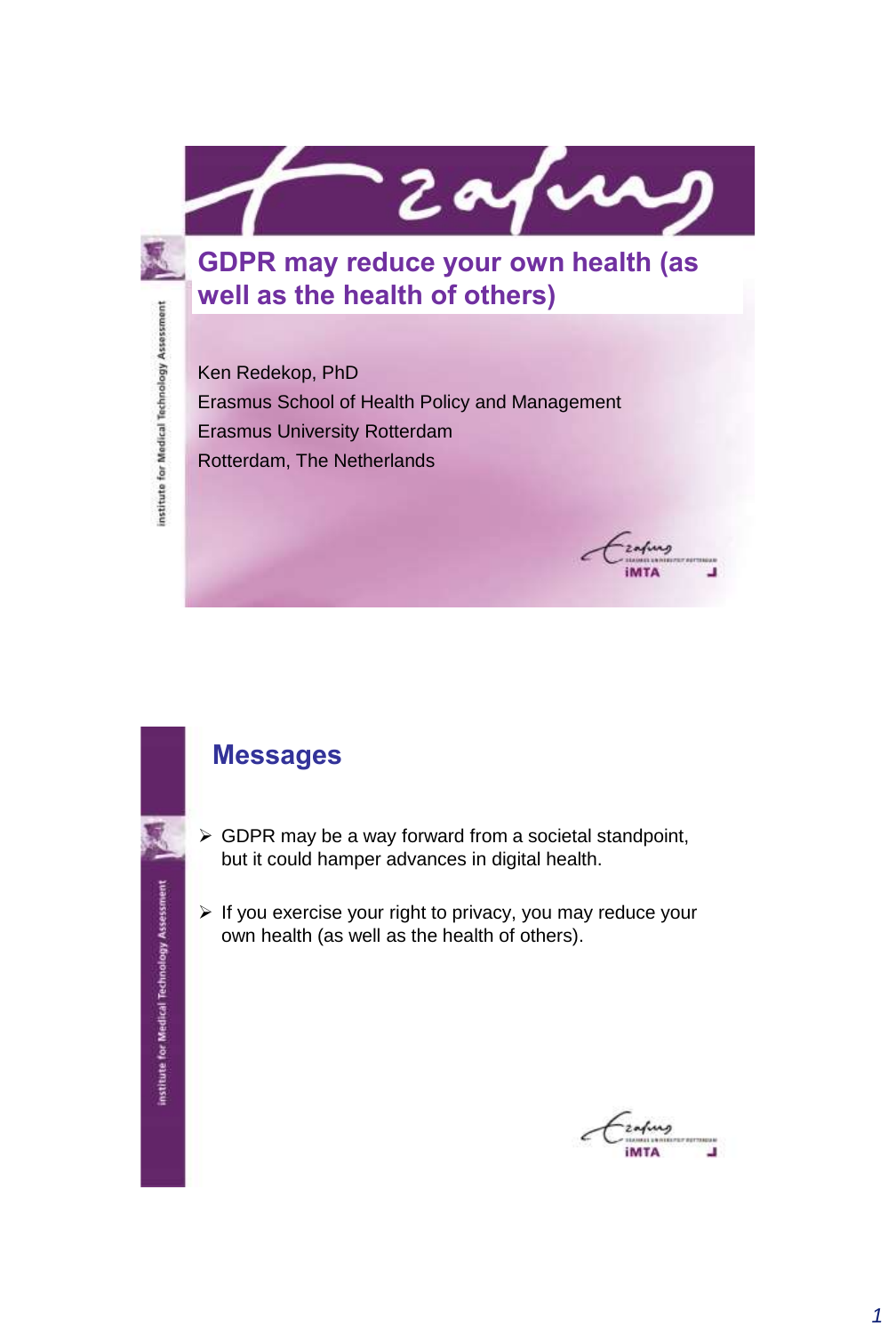# GDPR may reduce your own health (as well as the health of others)

Ken Redekop, PhD
Erasmus School of Health Policy and Management
Erasmus University Rotterdam
Rotterdam, The Netherlands

## Messages

- GDPR may be a way forward from a societal standpoint, but it could hamper advances in digital health.
- If you exercise your right to privacy, you may reduce your own health (as well as the health of others).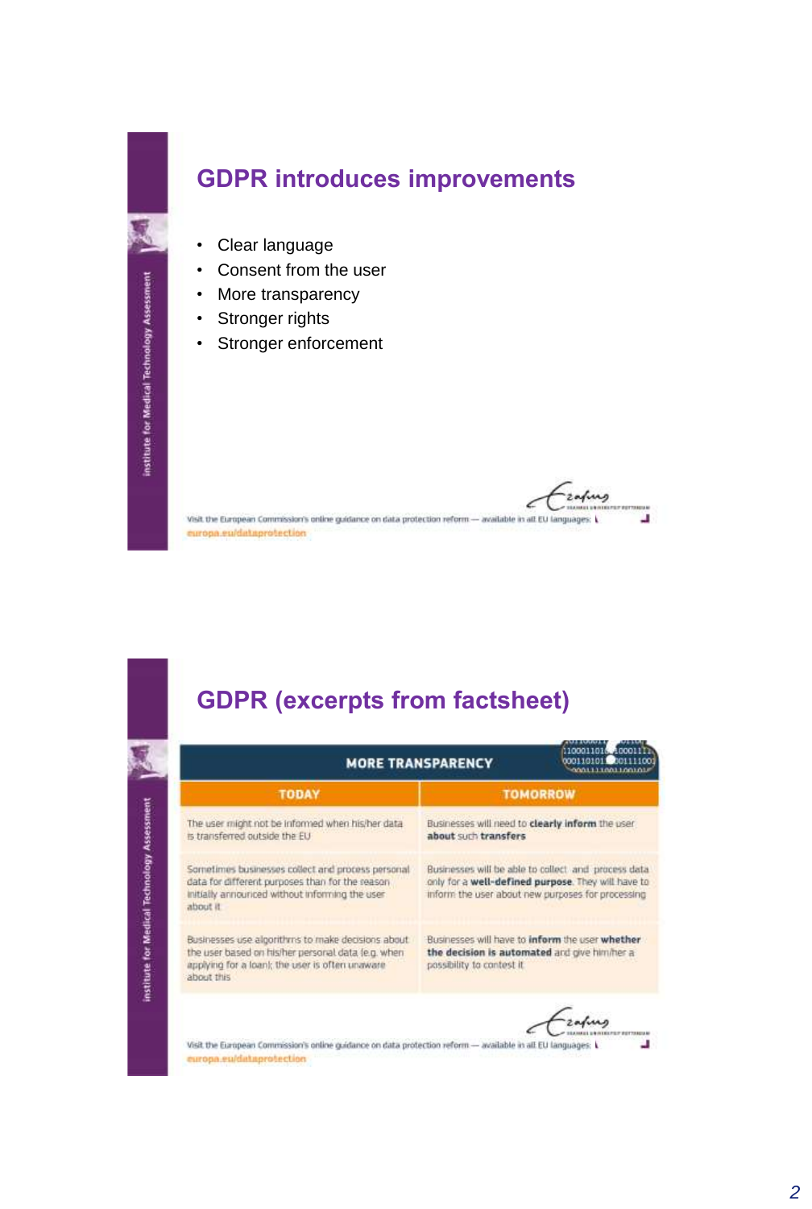# GDPR introduces improvements

- Clear language
- Consent from the user
- More transparency
- Stronger rights
- Stronger enforcement

Visit the European Commission's online guidance on data protection reform — available in all EU languages:
europa.eu/dataprotection

# GDPR (excerpts from factsheet)

**MORE TRANSPARENCY**

| TODAY | TOMORROW |
| --- | --- |
| The user might not be informed when his/her data is transferred outside the EU | Businesses will need to **clearly inform** the user **about** such **transfers** |
| Sometimes businesses collect and process personal data for different purposes than for the reason initially announced without informing the user about it | Businesses will be able to collect and process data only for a **well-defined purpose**. They will have to inform the user about new purposes for processing |
| Businesses use algorithms to make decisions about the user based on his/her personal data (e.g. when applying for a loan); the user is often unaware about this | Businesses will have to **inform** the user **whether the decision is automated** and give him/her a possibility to contest it |

Visit the European Commission's online guidance on data protection reform — available in all EU languages:
europa.eu/dataprotection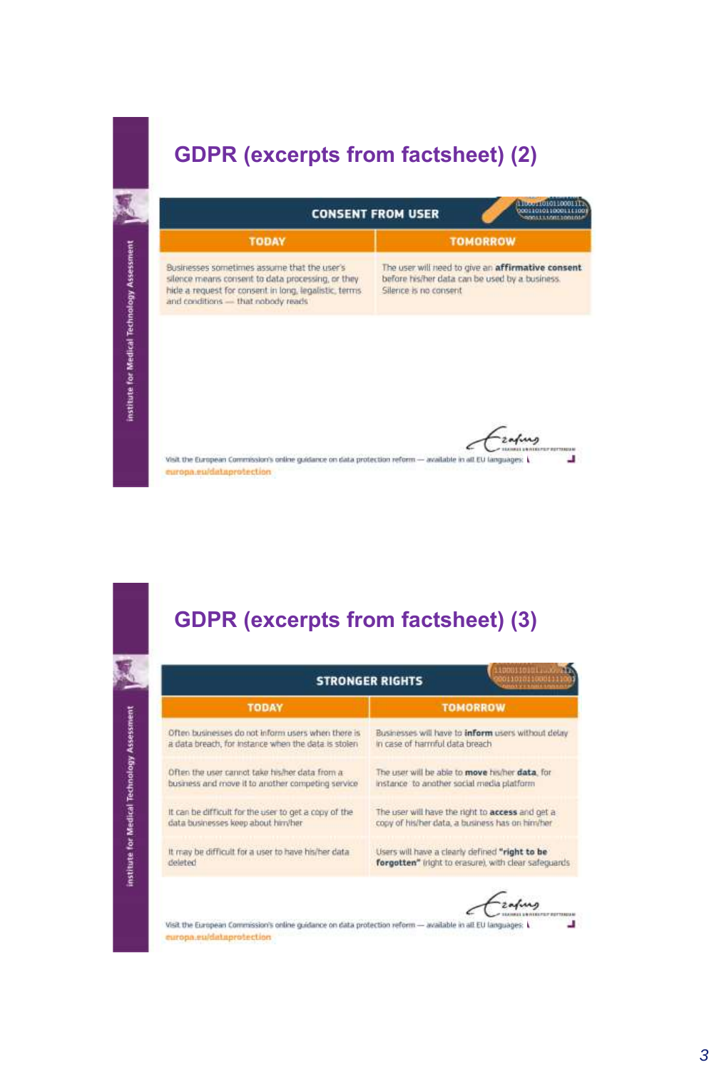## GDPR (excerpts from factsheet) (2)

| CONSENT FROM USER | |
|---|---|
| **TODAY** | **TOMORROW** |
| Businesses sometimes assume that the user's silence means consent to data processing, or they hide a request for consent in long, legalistic, terms and conditions — that nobody reads | The user will need to give an **affirmative consent** before his/her data can be used by a business. Silence is no consent |

Visit the European Commission's online guidance on data protection reform — available in all EU languages:
europa.eu/dataprotection

## GDPR (excerpts from factsheet) (3)

| STRONGER RIGHTS | |
|---|---|
| **TODAY** | **TOMORROW** |
| Often businesses do not inform users when there is a data breach, for instance when the data is stolen | Businesses will have to **inform** users without delay in case of harmful data breach |
| Often the user cannot take his/her data from a business and move it to another competing service | The user will be able to **move** his/her **data**, for instance to another social media platform |
| It can be difficult for the user to get a copy of the data businesses keep about him/her | The user will have the right to **access** and get a copy of his/her data, a business has on him/her |
| It may be difficult for a user to have his/her data deleted | Users will have a clearly defined **"right to be forgotten"** (right to erasure), with clear safeguards |

Visit the European Commission's online guidance on data protection reform — available in all EU languages:
europa.eu/dataprotection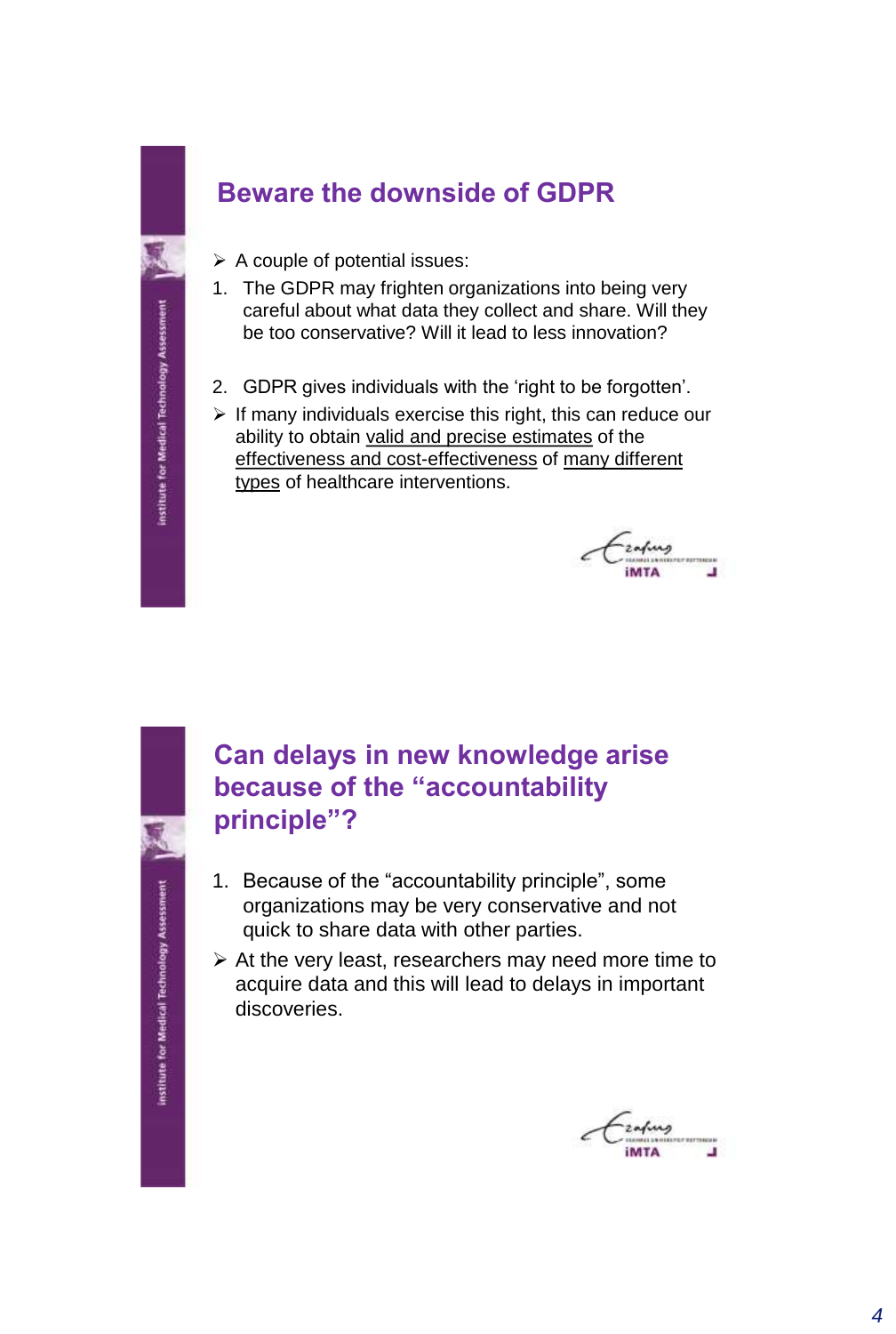## Beware the downside of GDPR

- A couple of potential issues:

1. The GDPR may frighten organizations into being very careful about what data they collect and share. Will they be too conservative? Will it lead to less innovation?

2. GDPR gives individuals with the 'right to be forgotten'.

- If many individuals exercise this right, this can reduce our ability to obtain <u>valid and precise estimates</u> of the <u>effectiveness and cost-effectiveness</u> of <u>many different types</u> of healthcare interventions.

## Can delays in new knowledge arise because of the "accountability principle"?

1. Because of the "accountability principle", some organizations may be very conservative and not quick to share data with other parties.

- At the very least, researchers may need more time to acquire data and this will lead to delays in important discoveries.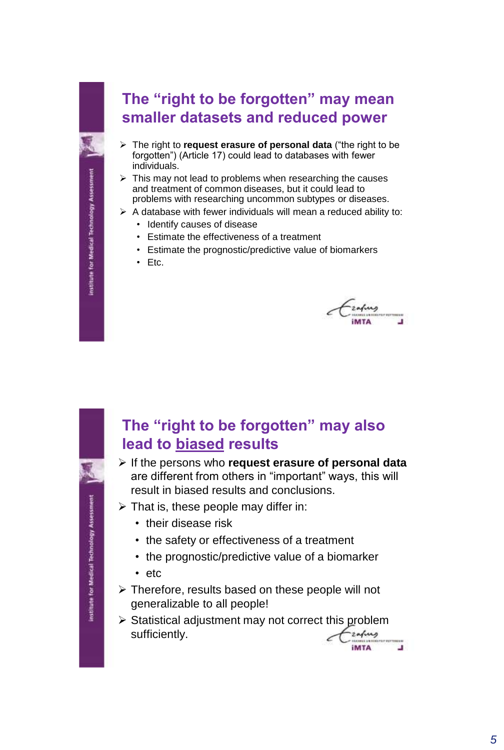## The "right to be forgotten" may mean smaller datasets and reduced power

- The right to **request erasure of personal data** ("the right to be forgotten") (Article 17) could lead to databases with fewer individuals.
- This may not lead to problems when researching the causes and treatment of common diseases, but it could lead to problems with researching uncommon subtypes or diseases.
- A database with fewer individuals will mean a reduced ability to:
  - Identify causes of disease
  - Estimate the effectiveness of a treatment
  - Estimate the prognostic/predictive value of biomarkers
  - Etc.

## The "right to be forgotten" may also lead to biased results

- If the persons who **request erasure of personal data** are different from others in "important" ways, this will result in biased results and conclusions.
- That is, these people may differ in:
  - their disease risk
  - the safety or effectiveness of a treatment
  - the prognostic/predictive value of a biomarker
  - etc
- Therefore, results based on these people will not generalizable to all people!
- Statistical adjustment may not correct this problem sufficiently.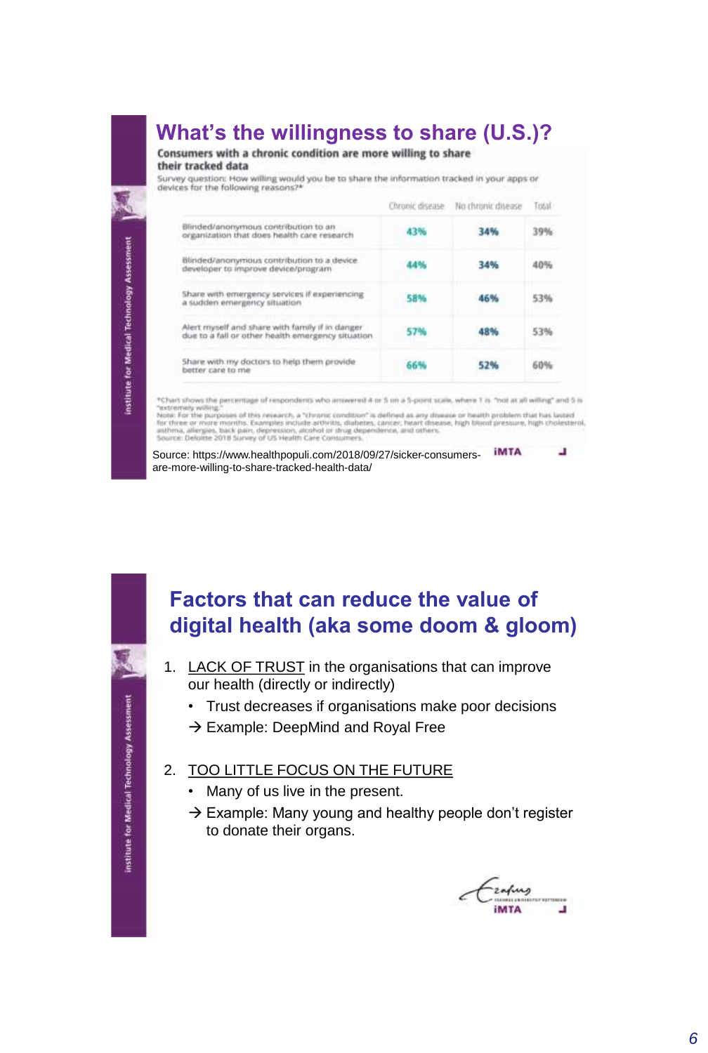## What's the willingness to share (U.S.)?

**Consumers with a chronic condition are more willing to share their tracked data**

Survey question: How willing would you be to share the information tracked in your apps or devices for the following reasons?*

| | Chronic disease | No chronic disease | Total |
|---|---|---|---|
| Blinded/anonymous contribution to an organization that does health care research | 43% | 34% | 39% |
| Blinded/anonymous contribution to a device developer to improve device/program | 44% | 34% | 40% |
| Share with emergency services if experiencing a sudden emergency situation | 58% | 46% | 53% |
| Alert myself and share with family if in danger due to a fall or other health emergency situation | 57% | 48% | 53% |
| Share with my doctors to help them provide better care to me | 66% | 52% | 60% |

*Chart shows the percentage of respondents who answered 4 or 5 on a 5-point scale, where 1 is "not at all willing" and 5 is "extremely willing."
Note: For the purposes of this research, a "chronic condition" is defined as any disease or health problem that has lasted for three or more months. Examples include arthritis, diabetes, cancer, heart disease, high blood pressure, high cholesterol, asthma, allergies, back pain, depression, alcohol or drug dependence, and others.
Source: Deloitte 2018 Survey of US Health Care Consumers.

Source: https://www.healthpopuli.com/2018/09/27/sicker-consumers-are-more-willing-to-share-tracked-health-data/

## Factors that can reduce the value of digital health (aka some doom & gloom)

1. LACK OF TRUST in the organisations that can improve our health (directly or indirectly)
   - Trust decreases if organisations make poor decisions

   → Example: DeepMind and Royal Free

2. TOO LITTLE FOCUS ON THE FUTURE
   - Many of us live in the present.

   → Example: Many young and healthy people don't register to donate their organs.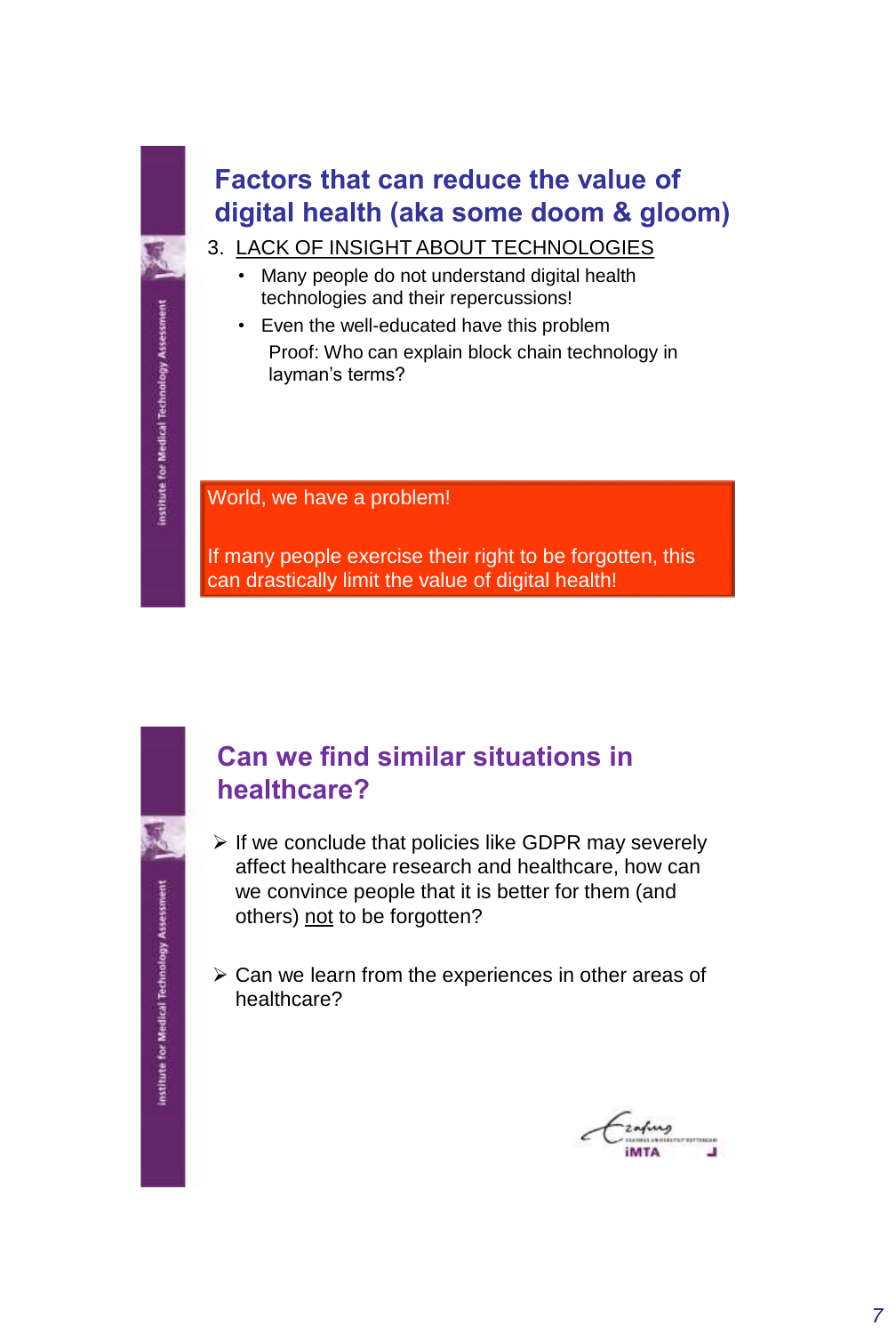## Factors that can reduce the value of digital health (aka some doom & gloom)

3. <u>LACK OF INSIGHT ABOUT TECHNOLOGIES</u>
   - Many people do not understand digital health technologies and their repercussions!
   - Even the well-educated have this problem

     Proof: Who can explain block chain technology in layman's terms?

World, we have a problem!

If many people exercise their right to be forgotten, this can drastically limit the value of digital health!

## Can we find similar situations in healthcare?

- If we conclude that policies like GDPR may severely affect healthcare research and healthcare, how can we convince people that it is better for them (and others) <u>not</u> to be forgotten?
- Can we learn from the experiences in other areas of healthcare?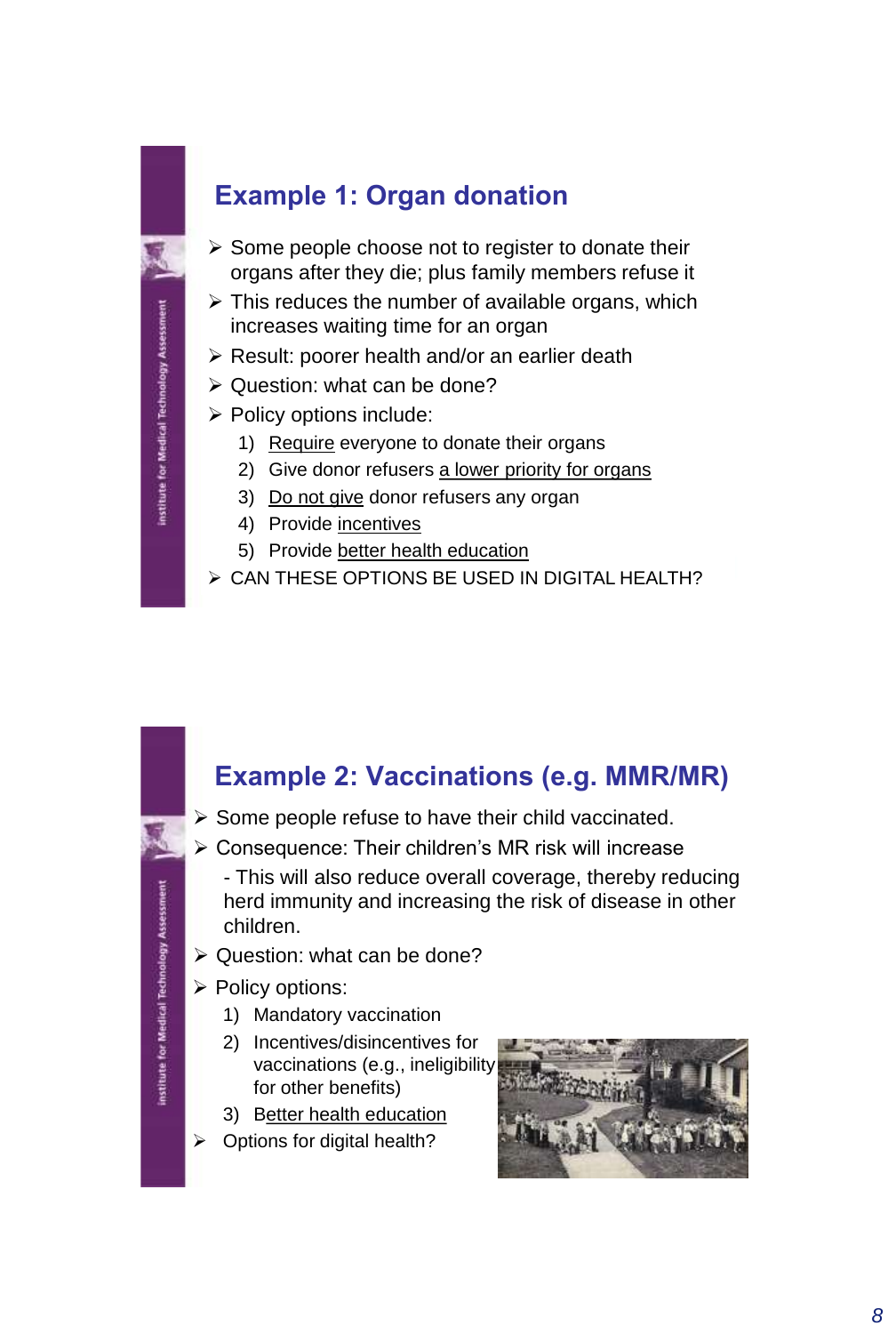## Example 1: Organ donation

- Some people choose not to register to donate their organs after they die; plus family members refuse it
- This reduces the number of available organs, which increases waiting time for an organ
- Result: poorer health and/or an earlier death
- Question: what can be done?
- Policy options include:
  1) Require everyone to donate their organs
  2) Give donor refusers a lower priority for organs
  3) Do not give donor refusers any organ
  4) Provide incentives
  5) Provide better health education
- CAN THESE OPTIONS BE USED IN DIGITAL HEALTH?

## Example 2: Vaccinations (e.g. MMR/MR)

- Some people refuse to have their child vaccinated.
- Consequence: Their children's MR risk will increase
  - This will also reduce overall coverage, thereby reducing herd immunity and increasing the risk of disease in other children.
- Question: what can be done?
- Policy options:
  1) Mandatory vaccination
  2) Incentives/disincentives for vaccinations (e.g., ineligibility for other benefits)
  3) Better health education
- Options for digital health?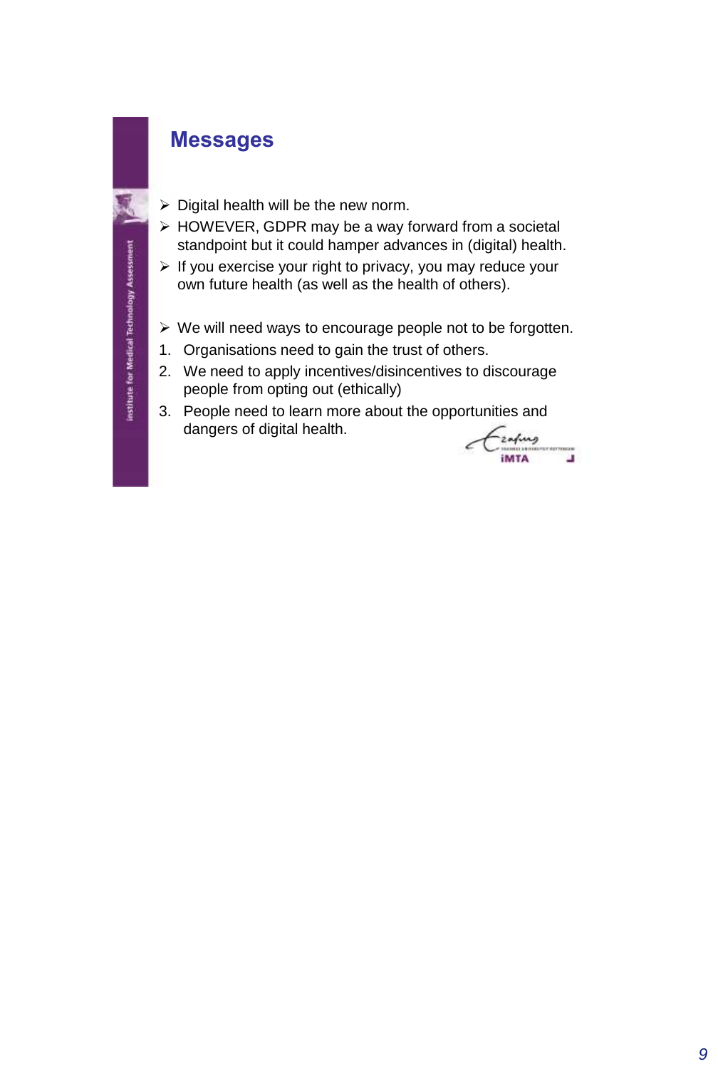## Messages

- Digital health will be the new norm.
- HOWEVER, GDPR may be a way forward from a societal standpoint but it could hamper advances in (digital) health.
- If you exercise your right to privacy, you may reduce your own future health (as well as the health of others).

- We will need ways to encourage people not to be forgotten.

1. Organisations need to gain the trust of others.
2. We need to apply incentives/disincentives to discourage people from opting out (ethically)
3. People need to learn more about the opportunities and dangers of digital health.